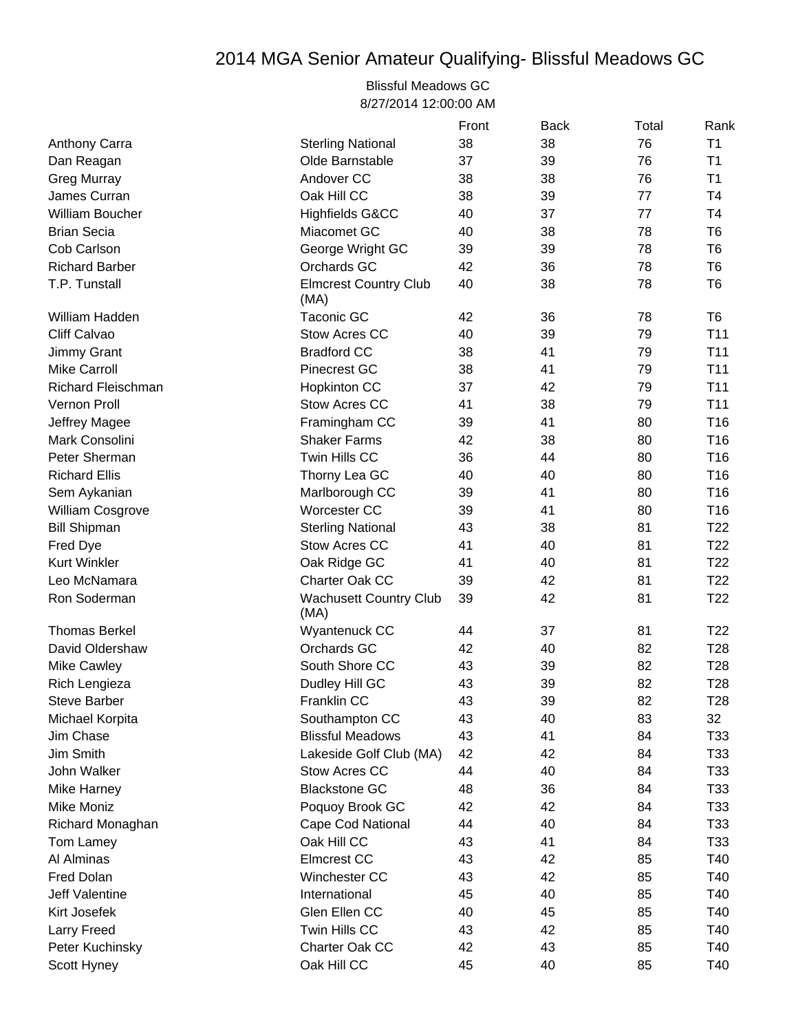# 2014 MGA Senior Amateur Qualifying- Blissful Meadows GC

Blissful Meadows GC
8/27/2014 12:00:00 AM

| | | Front | Back | Total | Rank |
|---|---|---|---|---|---|
| Anthony Carra | Sterling National | 38 | 38 | 76 | T1 |
| Dan Reagan | Olde Barnstable | 37 | 39 | 76 | T1 |
| Greg Murray | Andover CC | 38 | 38 | 76 | T1 |
| James Curran | Oak Hill CC | 38 | 39 | 77 | T4 |
| William Boucher | Highfields G&CC | 40 | 37 | 77 | T4 |
| Brian Secia | Miacomet GC | 40 | 38 | 78 | T6 |
| Cob Carlson | George Wright GC | 39 | 39 | 78 | T6 |
| Richard Barber | Orchards GC | 42 | 36 | 78 | T6 |
| T.P. Tunstall | Elmcrest Country Club (MA) | 40 | 38 | 78 | T6 |
| William Hadden | Taconic GC | 42 | 36 | 78 | T6 |
| Cliff Calvao | Stow Acres CC | 40 | 39 | 79 | T11 |
| Jimmy Grant | Bradford CC | 38 | 41 | 79 | T11 |
| Mike Carroll | Pinecrest GC | 38 | 41 | 79 | T11 |
| Richard Fleischman | Hopkinton CC | 37 | 42 | 79 | T11 |
| Vernon Proll | Stow Acres CC | 41 | 38 | 79 | T11 |
| Jeffrey Magee | Framingham CC | 39 | 41 | 80 | T16 |
| Mark Consolini | Shaker Farms | 42 | 38 | 80 | T16 |
| Peter Sherman | Twin Hills CC | 36 | 44 | 80 | T16 |
| Richard Ellis | Thorny Lea GC | 40 | 40 | 80 | T16 |
| Sem Aykanian | Marlborough CC | 39 | 41 | 80 | T16 |
| William Cosgrove | Worcester CC | 39 | 41 | 80 | T16 |
| Bill Shipman | Sterling National | 43 | 38 | 81 | T22 |
| Fred Dye | Stow Acres CC | 41 | 40 | 81 | T22 |
| Kurt Winkler | Oak Ridge GC | 41 | 40 | 81 | T22 |
| Leo McNamara | Charter Oak CC | 39 | 42 | 81 | T22 |
| Ron Soderman | Wachusett Country Club (MA) | 39 | 42 | 81 | T22 |
| Thomas Berkel | Wyantenuck CC | 44 | 37 | 81 | T22 |
| David Oldershaw | Orchards GC | 42 | 40 | 82 | T28 |
| Mike Cawley | South Shore CC | 43 | 39 | 82 | T28 |
| Rich Lengieza | Dudley Hill GC | 43 | 39 | 82 | T28 |
| Steve Barber | Franklin CC | 43 | 39 | 82 | T28 |
| Michael Korpita | Southampton CC | 43 | 40 | 83 | 32 |
| Jim Chase | Blissful Meadows | 43 | 41 | 84 | T33 |
| Jim Smith | Lakeside Golf Club (MA) | 42 | 42 | 84 | T33 |
| John Walker | Stow Acres CC | 44 | 40 | 84 | T33 |
| Mike Harney | Blackstone GC | 48 | 36 | 84 | T33 |
| Mike Moniz | Poquoy Brook GC | 42 | 42 | 84 | T33 |
| Richard Monaghan | Cape Cod National | 44 | 40 | 84 | T33 |
| Tom Lamey | Oak Hill CC | 43 | 41 | 84 | T33 |
| Al Alminas | Elmcrest CC | 43 | 42 | 85 | T40 |
| Fred Dolan | Winchester CC | 43 | 42 | 85 | T40 |
| Jeff Valentine | International | 45 | 40 | 85 | T40 |
| Kirt Josefek | Glen Ellen CC | 40 | 45 | 85 | T40 |
| Larry Freed | Twin Hills CC | 43 | 42 | 85 | T40 |
| Peter Kuchinsky | Charter Oak CC | 42 | 43 | 85 | T40 |
| Scott Hyney | Oak Hill CC | 45 | 40 | 85 | T40 |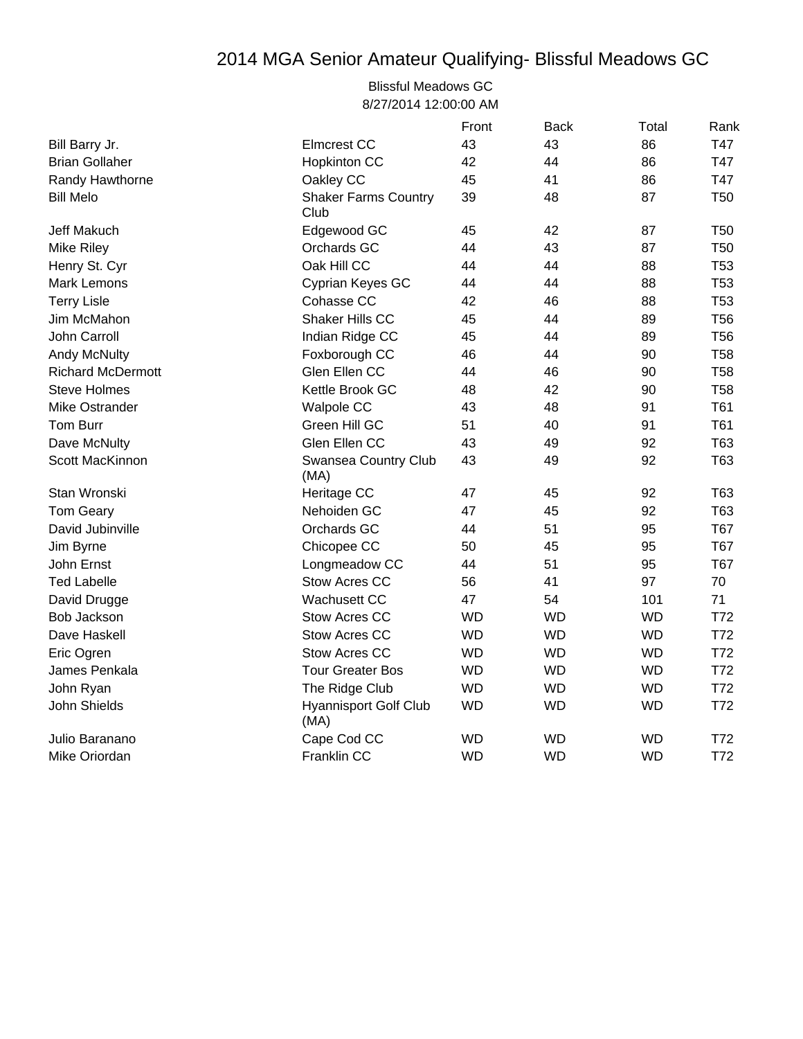# 2014 MGA Senior Amateur Qualifying- Blissful Meadows GC

Blissful Meadows GC
8/27/2014 12:00:00 AM

| | | Front | Back | Total | Rank |
|---|---|---|---|---|---|
| Bill Barry Jr. | Elmcrest CC | 43 | 43 | 86 | T47 |
| Brian Gollaher | Hopkinton CC | 42 | 44 | 86 | T47 |
| Randy Hawthorne | Oakley CC | 45 | 41 | 86 | T47 |
| Bill Melo | Shaker Farms Country Club | 39 | 48 | 87 | T50 |
| Jeff Makuch | Edgewood GC | 45 | 42 | 87 | T50 |
| Mike Riley | Orchards GC | 44 | 43 | 87 | T50 |
| Henry St. Cyr | Oak Hill CC | 44 | 44 | 88 | T53 |
| Mark Lemons | Cyprian Keyes GC | 44 | 44 | 88 | T53 |
| Terry Lisle | Cohasse CC | 42 | 46 | 88 | T53 |
| Jim McMahon | Shaker Hills CC | 45 | 44 | 89 | T56 |
| John Carroll | Indian Ridge CC | 45 | 44 | 89 | T56 |
| Andy McNulty | Foxborough CC | 46 | 44 | 90 | T58 |
| Richard McDermott | Glen Ellen CC | 44 | 46 | 90 | T58 |
| Steve Holmes | Kettle Brook GC | 48 | 42 | 90 | T58 |
| Mike Ostrander | Walpole CC | 43 | 48 | 91 | T61 |
| Tom Burr | Green Hill GC | 51 | 40 | 91 | T61 |
| Dave McNulty | Glen Ellen CC | 43 | 49 | 92 | T63 |
| Scott MacKinnon | Swansea Country Club (MA) | 43 | 49 | 92 | T63 |
| Stan Wronski | Heritage CC | 47 | 45 | 92 | T63 |
| Tom Geary | Nehoiden GC | 47 | 45 | 92 | T63 |
| David Jubinville | Orchards GC | 44 | 51 | 95 | T67 |
| Jim Byrne | Chicopee CC | 50 | 45 | 95 | T67 |
| John Ernst | Longmeadow CC | 44 | 51 | 95 | T67 |
| Ted Labelle | Stow Acres CC | 56 | 41 | 97 | 70 |
| David Drugge | Wachusett CC | 47 | 54 | 101 | 71 |
| Bob Jackson | Stow Acres CC | WD | WD | WD | T72 |
| Dave Haskell | Stow Acres CC | WD | WD | WD | T72 |
| Eric Ogren | Stow Acres CC | WD | WD | WD | T72 |
| James Penkala | Tour Greater Bos | WD | WD | WD | T72 |
| John Ryan | The Ridge Club | WD | WD | WD | T72 |
| John Shields | Hyannisport Golf Club (MA) | WD | WD | WD | T72 |
| Julio Baranano | Cape Cod CC | WD | WD | WD | T72 |
| Mike Oriordan | Franklin CC | WD | WD | WD | T72 |